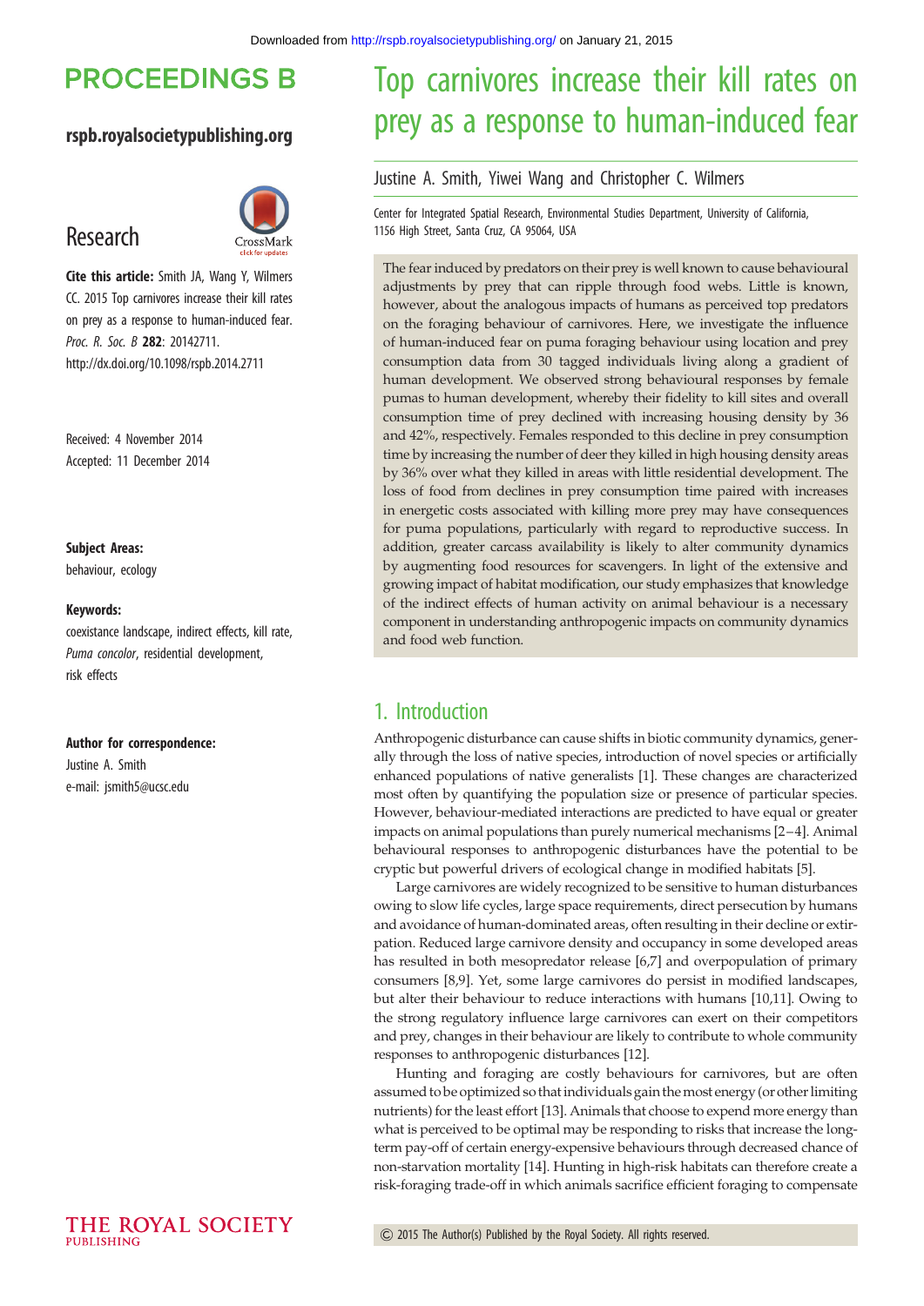# Top carnivores increase their kill rates on prey as a response to human-induced fear

Justine A. Smith, Yiwei Wang and Christopher C. Wilmers

Center for Integrated Spatial Research, Environmental Studies Department, University of California, 1156 High Street, Santa Cruz, CA 95064, USA

**PROCEEDINGS B**

**rspb.royalsocietypublishing.org**

## Research

**Cite this article:** Smith JA, Wang Y, Wilmers CC. 2015 Top carnivores increase their kill rates on prey as a response to human-induced fear. *Proc. R. Soc. B* **282**: 20142711. http://dx.doi.org/10.1098/rspb.2014.2711

Received: 4 November 2014
Accepted: 11 December 2014

**Subject Areas:**
behaviour, ecology

**Keywords:**
coexistance landscape, indirect effects, kill rate, *Puma concolor*, residential development, risk effects

**Author for correspondence:**
Justine A. Smith
e-mail: jsmith5@ucsc.edu

The fear induced by predators on their prey is well known to cause behavioural adjustments by prey that can ripple through food webs. Little is known, however, about the analogous impacts of humans as perceived top predators on the foraging behaviour of carnivores. Here, we investigate the influence of human-induced fear on puma foraging behaviour using location and prey consumption data from 30 tagged individuals living along a gradient of human development. We observed strong behavioural responses by female pumas to human development, whereby their fidelity to kill sites and overall consumption time of prey declined with increasing housing density by 36 and 42%, respectively. Females responded to this decline in prey consumption time by increasing the number of deer they killed in high housing density areas by 36% over what they killed in areas with little residential development. The loss of food from declines in prey consumption time paired with increases in energetic costs associated with killing more prey may have consequences for puma populations, particularly with regard to reproductive success. In addition, greater carcass availability is likely to alter community dynamics by augmenting food resources for scavengers. In light of the extensive and growing impact of habitat modification, our study emphasizes that knowledge of the indirect effects of human activity on animal behaviour is a necessary component in understanding anthropogenic impacts on community dynamics and food web function.

## 1. Introduction

Anthropogenic disturbance can cause shifts in biotic community dynamics, generally through the loss of native species, introduction of novel species or artificially enhanced populations of native generalists [1]. These changes are characterized most often by quantifying the population size or presence of particular species. However, behaviour-mediated interactions are predicted to have equal or greater impacts on animal populations than purely numerical mechanisms [2–4]. Animal behavioural responses to anthropogenic disturbances have the potential to be cryptic but powerful drivers of ecological change in modified habitats [5].

Large carnivores are widely recognized to be sensitive to human disturbances owing to slow life cycles, large space requirements, direct persecution by humans and avoidance of human-dominated areas, often resulting in their decline or extirpation. Reduced large carnivore density and occupancy in some developed areas has resulted in both mesopredator release [6,7] and overpopulation of primary consumers [8,9]. Yet, some large carnivores do persist in modified landscapes, but alter their behaviour to reduce interactions with humans [10,11]. Owing to the strong regulatory influence large carnivores can exert on their competitors and prey, changes in their behaviour are likely to contribute to whole community responses to anthropogenic disturbances [12].

Hunting and foraging are costly behaviours for carnivores, but are often assumed to be optimized so that individuals gain the most energy (or other limiting nutrients) for the least effort [13]. Animals that choose to expend more energy than what is perceived to be optimal may be responding to risks that increase the long-term pay-off of certain energy-expensive behaviours through decreased chance of non-starvation mortality [14]. Hunting in high-risk habitats can therefore create a risk-foraging trade-off in which animals sacrifice efficient foraging to compensate

© 2015 The Author(s) Published by the Royal Society. All rights reserved.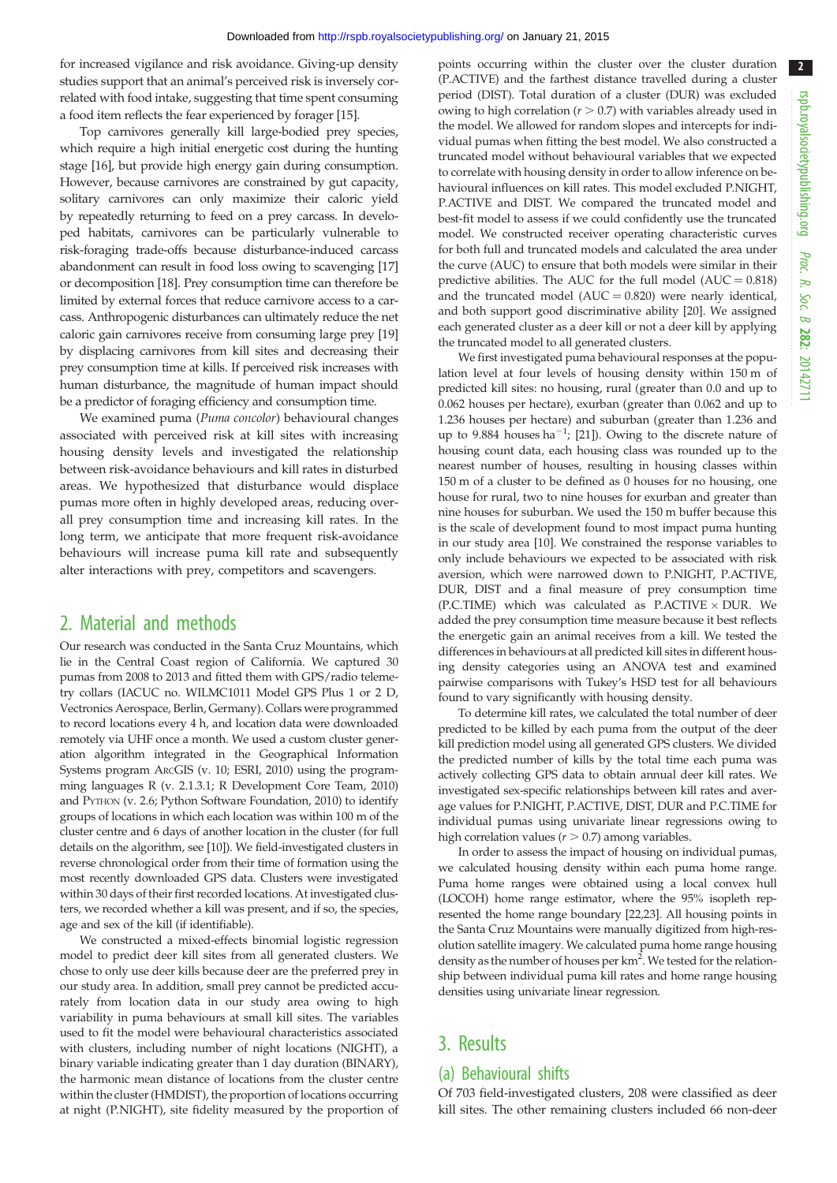for increased vigilance and risk avoidance. Giving-up density studies support that an animal's perceived risk is inversely correlated with food intake, suggesting that time spent consuming a food item reflects the fear experienced by forager [15].

Top carnivores generally kill large-bodied prey species, which require a high initial energetic cost during the hunting stage [16], but provide high energy gain during consumption. However, because carnivores are constrained by gut capacity, solitary carnivores can only maximize their caloric yield by repeatedly returning to feed on a prey carcass. In developed habitats, carnivores can be particularly vulnerable to risk-foraging trade-offs because disturbance-induced carcass abandonment can result in food loss owing to scavenging [17] or decomposition [18]. Prey consumption time can therefore be limited by external forces that reduce carnivore access to a carcass. Anthropogenic disturbances can ultimately reduce the net caloric gain carnivores receive from consuming large prey [19] by displacing carnivores from kill sites and decreasing their prey consumption time at kills. If perceived risk increases with human disturbance, the magnitude of human impact should be a predictor of foraging efficiency and consumption time.

We examined puma (*Puma concolor*) behavioural changes associated with perceived risk at kill sites with increasing housing density levels and investigated the relationship between risk-avoidance behaviours and kill rates in disturbed areas. We hypothesized that disturbance would displace pumas more often in highly developed areas, reducing overall prey consumption time and increasing kill rates. In the long term, we anticipate that more frequent risk-avoidance behaviours will increase puma kill rate and subsequently alter interactions with prey, competitors and scavengers.

## 2. Material and methods

Our research was conducted in the Santa Cruz Mountains, which lie in the Central Coast region of California. We captured 30 pumas from 2008 to 2013 and fitted them with GPS/radio telemetry collars (IACUC no. WILMC1011 Model GPS Plus 1 or 2 D, Vectronics Aerospace, Berlin, Germany). Collars were programmed to record locations every 4 h, and location data were downloaded remotely via UHF once a month. We used a custom cluster generation algorithm integrated in the Geographical Information Systems program ArcGIS (v. 10; ESRI, 2010) using the programming languages R (v. 2.1.3.1; R Development Core Team, 2010) and Python (v. 2.6; Python Software Foundation, 2010) to identify groups of locations in which each location was within 100 m of the cluster centre and 6 days of another location in the cluster (for full details on the algorithm, see [10]). We field-investigated clusters in reverse chronological order from their time of formation using the most recently downloaded GPS data. Clusters were investigated within 30 days of their first recorded locations. At investigated clusters, we recorded whether a kill was present, and if so, the species, age and sex of the kill (if identifiable).

We constructed a mixed-effects binomial logistic regression model to predict deer kill sites from all generated clusters. We chose to only use deer kills because deer are the preferred prey in our study area. In addition, small prey cannot be predicted accurately from location data in our study area owing to high variability in puma behaviours at small kill sites. The variables used to fit the model were behavioural characteristics associated with clusters, including number of night locations (NIGHT), a binary variable indicating greater than 1 day duration (BINARY), the harmonic mean distance of locations from the cluster centre within the cluster (HMDIST), the proportion of locations occurring at night (P.NIGHT), site fidelity measured by the proportion of points occurring within the cluster over the cluster duration (P.ACTIVE) and the farthest distance travelled during a cluster period (DIST). Total duration of a cluster (DUR) was excluded owing to high correlation ($r > 0.7$) with variables already used in the model. We allowed for random slopes and intercepts for individual pumas when fitting the best model. We also constructed a truncated model without behavioural variables that we expected to correlate with housing density in order to allow inference on behavioural influences on kill rates. This model excluded P.NIGHT, P.ACTIVE and DIST. We compared the truncated model and best-fit model to assess if we could confidently use the truncated model. We constructed receiver operating characteristic curves for both full and truncated models and calculated the area under the curve (AUC) to ensure that both models were similar in their predictive abilities. The AUC for the full model (AUC = 0.818) and the truncated model (AUC = 0.820) were nearly identical, and both support good discriminative ability [20]. We assigned each generated cluster as a deer kill or not a deer kill by applying the truncated model to all generated clusters.

We first investigated puma behavioural responses at the population level at four levels of housing density within 150 m of predicted kill sites: no housing, rural (greater than 0.0 and up to 0.062 houses per hectare), exurban (greater than 0.062 and up to 1.236 houses per hectare) and suburban (greater than 1.236 and up to 9.884 houses $\text{ha}^{-1}$; [21]). Owing to the discrete nature of housing count data, each housing class was rounded up to the nearest number of houses, resulting in housing classes within 150 m of a cluster to be defined as 0 houses for no housing, one house for rural, two to nine houses for exurban and greater than nine houses for suburban. We used the 150 m buffer because this is the scale of development found to most impact puma hunting in our study area [10]. We constrained the response variables to only include behaviours we expected to be associated with risk aversion, which were narrowed down to P.NIGHT, P.ACTIVE, DUR, DIST and a final measure of prey consumption time (P.C.TIME) which was calculated as P.ACTIVE × DUR. We added the prey consumption time measure because it best reflects the energetic gain an animal receives from a kill. We tested the differences in behaviours at all predicted kill sites in different housing density categories using an ANOVA test and examined pairwise comparisons with Tukey's HSD test for all behaviours found to vary significantly with housing density.

To determine kill rates, we calculated the total number of deer predicted to be killed by each puma from the output of the deer kill prediction model using all generated GPS clusters. We divided the predicted number of kills by the total time each puma was actively collecting GPS data to obtain annual deer kill rates. We investigated sex-specific relationships between kill rates and average values for P.NIGHT, P.ACTIVE, DIST, DUR and P.C.TIME for individual pumas using univariate linear regressions owing to high correlation values ($r > 0.7$) among variables.

In order to assess the impact of housing on individual pumas, we calculated housing density within each puma home range. Puma home ranges were obtained using a local convex hull (LOCOH) home range estimator, where the 95% isopleth represented the home range boundary [22,23]. All housing points in the Santa Cruz Mountains were manually digitized from high-resolution satellite imagery. We calculated puma home range housing density as the number of houses per $\text{km}^2$. We tested for the relationship between individual puma kill rates and home range housing densities using univariate linear regression.

## 3. Results

### (a) Behavioural shifts

Of 703 field-investigated clusters, 208 were classified as deer kill sites. The other remaining clusters included 66 non-deer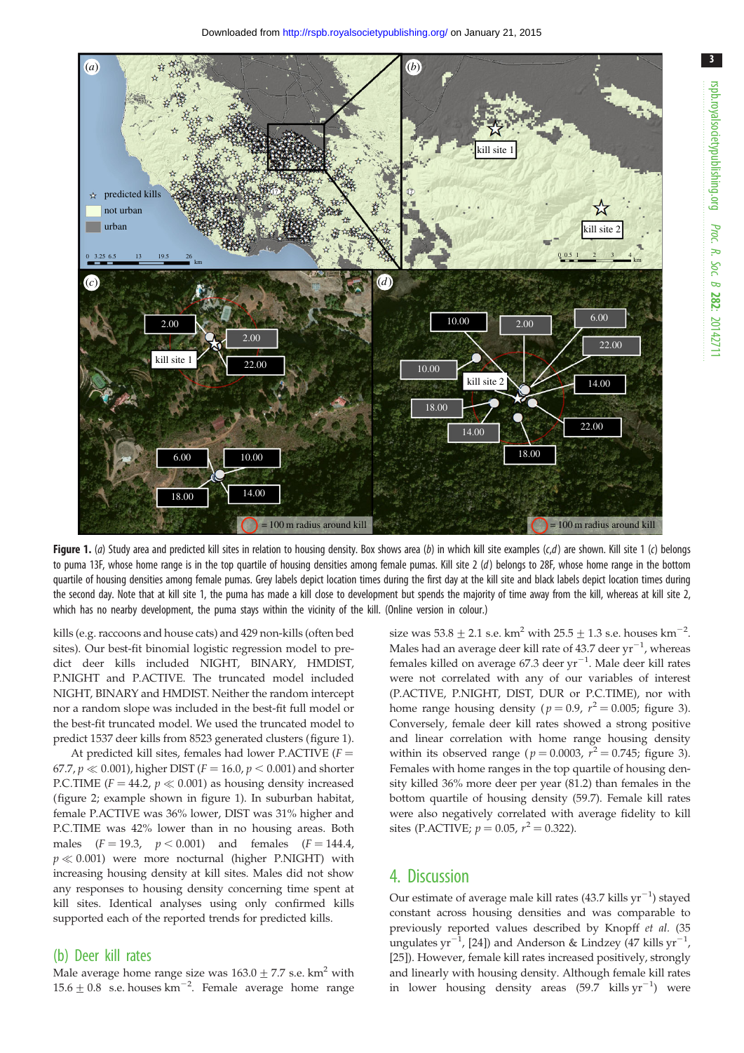**Figure 1.** (*a*) Study area and predicted kill sites in relation to housing density. Box shows area (*b*) in which kill site examples (*c*,*d*) are shown. Kill site 1 (*c*) belongs to puma 13F, whose home range is in the top quartile of housing densities among female pumas. Kill site 2 (*d*) belongs to 28F, whose home range in the bottom quartile of housing densities among female pumas. Grey labels depict location times during the first day at the kill site and black labels depict location times during the second day. Note that at kill site 1, the puma has made a kill close to development but spends the majority of time away from the kill, whereas at kill site 2, which has no nearby development, the puma stays within the vicinity of the kill. (Online version in colour.)

kills (e.g. raccoons and house cats) and 429 non-kills (often bed sites). Our best-fit binomial logistic regression model to predict deer kills included NIGHT, BINARY, HMDIST, P.NIGHT and P.ACTIVE. The truncated model included NIGHT, BINARY and HMDIST. Neither the random intercept nor a random slope was included in the best-fit full model or the best-fit truncated model. We used the truncated model to predict 1537 deer kills from 8523 generated clusters (figure 1).

At predicted kill sites, females had lower P.ACTIVE ($F = 67.7$, $p \ll 0.001$), higher DIST ($F = 16.0$, $p < 0.001$) and shorter P.C.TIME ($F = 44.2$, $p \ll 0.001$) as housing density increased (figure 2; example shown in figure 1). In suburban habitat, female P.ACTIVE was 36% lower, DIST was 31% higher and P.C.TIME was 42% lower than in no housing areas. Both males ($F = 19.3$, $p < 0.001$) and females ($F = 144.4$, $p \ll 0.001$) were more nocturnal (higher P.NIGHT) with increasing housing density at kill sites. Males did not show any responses to housing density concerning time spent at kill sites. Identical analyses using only confirmed kills supported each of the reported trends for predicted kills.

## (b) Deer kill rates

Male average home range size was $163.0 \pm 7.7$ s.e. km$^2$ with $15.6 \pm 0.8$ s.e. houses km$^{-2}$. Female average home range size was $53.8 \pm 2.1$ s.e. km$^2$ with $25.5 \pm 1.3$ s.e. houses km$^{-2}$. Males had an average deer kill rate of 43.7 deer yr$^{-1}$, whereas females killed on average 67.3 deer yr$^{-1}$. Male deer kill rates were not correlated with any of our variables of interest (P.ACTIVE, P.NIGHT, DIST, DUR or P.C.TIME), nor with home range housing density ($p = 0.9$, $r^2 = 0.005$; figure 3). Conversely, female deer kill rates showed a strong positive and linear correlation with home range housing density within its observed range ($p = 0.0003$, $r^2 = 0.745$; figure 3). Females with home ranges in the top quartile of housing density killed 36% more deer per year (81.2) than females in the bottom quartile of housing density (59.7). Female kill rates were also negatively correlated with average fidelity to kill sites (P.ACTIVE; $p = 0.05$, $r^2 = 0.322$).

# 4. Discussion

Our estimate of average male kill rates (43.7 kills yr$^{-1}$) stayed constant across housing densities and was comparable to previously reported values described by Knopff *et al.* (35 ungulates yr$^{-1}$, [24]) and Anderson & Lindzey (47 kills yr$^{-1}$, [25]). However, female kill rates increased positively, strongly and linearly with housing density. Although female kill rates in lower housing density areas (59.7 kills yr$^{-1}$) were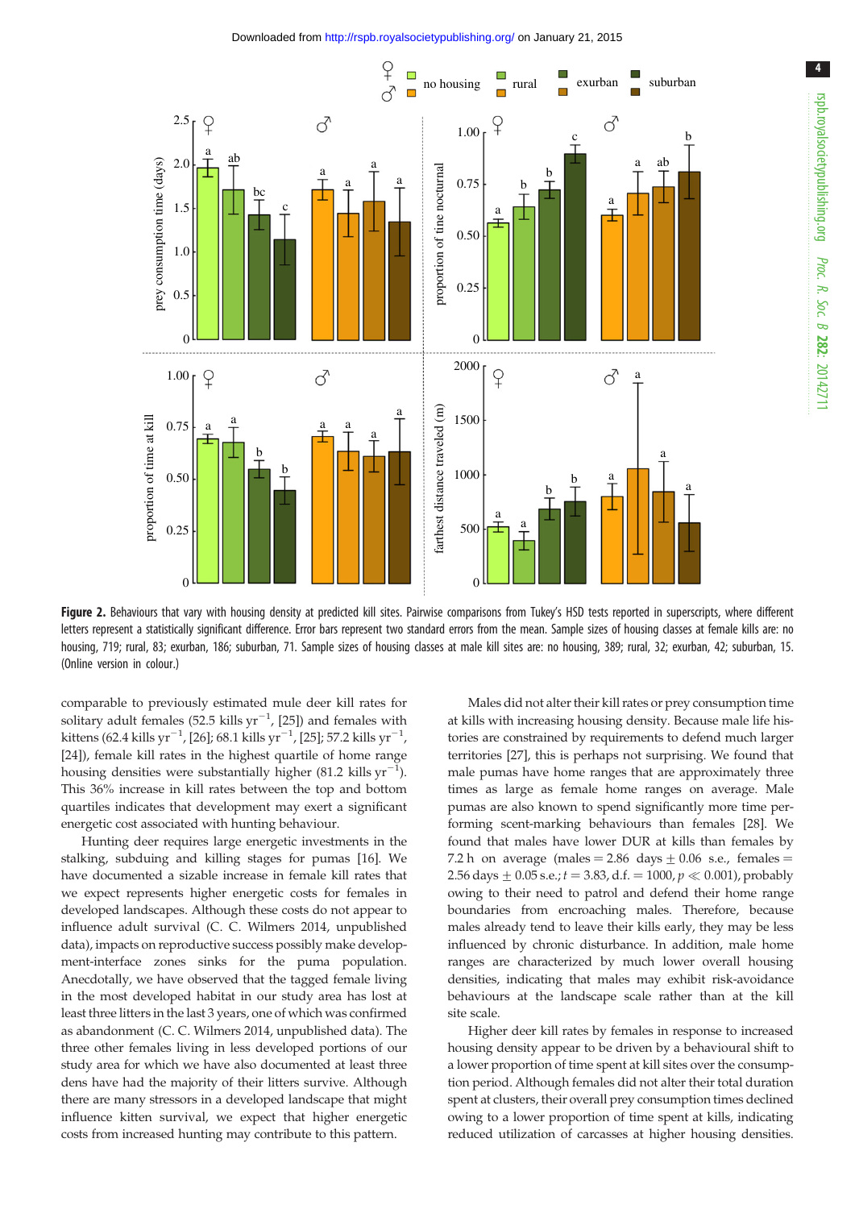**Figure 2.** Behaviours that vary with housing density at predicted kill sites. Pairwise comparisons from Tukey's HSD tests reported in superscripts, where different letters represent a statistically significant difference. Error bars represent two standard errors from the mean. Sample sizes of housing classes at female kills are: no housing, 719; rural, 83; exurban, 186; suburban, 71. Sample sizes of housing classes at male kill sites are: no housing, 389; rural, 32; exurban, 42; suburban, 15. (Online version in colour.)

comparable to previously estimated mule deer kill rates for solitary adult females (52.5 kills $yr^{-1}$, [25]) and females with kittens (62.4 kills $yr^{-1}$, [26]; 68.1 kills $yr^{-1}$, [25]; 57.2 kills $yr^{-1}$, [24]), female kill rates in the highest quartile of home range housing densities were substantially higher (81.2 kills $yr^{-1}$). This 36% increase in kill rates between the top and bottom quartiles indicates that development may exert a significant energetic cost associated with hunting behaviour.

Hunting deer requires large energetic investments in the stalking, subduing and killing stages for pumas [16]. We have documented a sizable increase in female kill rates that we expect represents higher energetic costs for females in developed landscapes. Although these costs do not appear to influence adult survival (C. C. Wilmers 2014, unpublished data), impacts on reproductive success possibly make development-interface zones sinks for the puma population. Anecdotally, we have observed that the tagged female living in the most developed habitat in our study area has lost at least three litters in the last 3 years, one of which was confirmed as abandonment (C. C. Wilmers 2014, unpublished data). The three other females living in less developed portions of our study area for which we have also documented at least three dens have had the majority of their litters survive. Although there are many stressors in a developed landscape that might influence kitten survival, we expect that higher energetic costs from increased hunting may contribute to this pattern.

Males did not alter their kill rates or prey consumption time at kills with increasing housing density. Because male life histories are constrained by requirements to defend much larger territories [27], this is perhaps not surprising. We found that male pumas have home ranges that are approximately three times as large as female home ranges on average. Male pumas are also known to spend significantly more time performing scent-marking behaviours than females [28]. We found that males have lower DUR at kills than females by 7.2 h on average (males = 2.86 days ± 0.06 s.e., females = 2.56 days ± 0.05 s.e.; $t = 3.83$, d.f. = 1000, $p \ll 0.001$), probably owing to their need to patrol and defend their home range boundaries from encroaching males. Therefore, because males already tend to leave their kills early, they may be less influenced by chronic disturbance. In addition, male home ranges are characterized by much lower overall housing densities, indicating that males may exhibit risk-avoidance behaviours at the landscape scale rather than at the kill site scale.

Higher deer kill rates by females in response to increased housing density appear to be driven by a behavioural shift to a lower proportion of time spent at kill sites over the consumption period. Although females did not alter their total duration spent at clusters, their overall prey consumption times declined owing to a lower proportion of time spent at kills, indicating reduced utilization of carcasses at higher housing densities.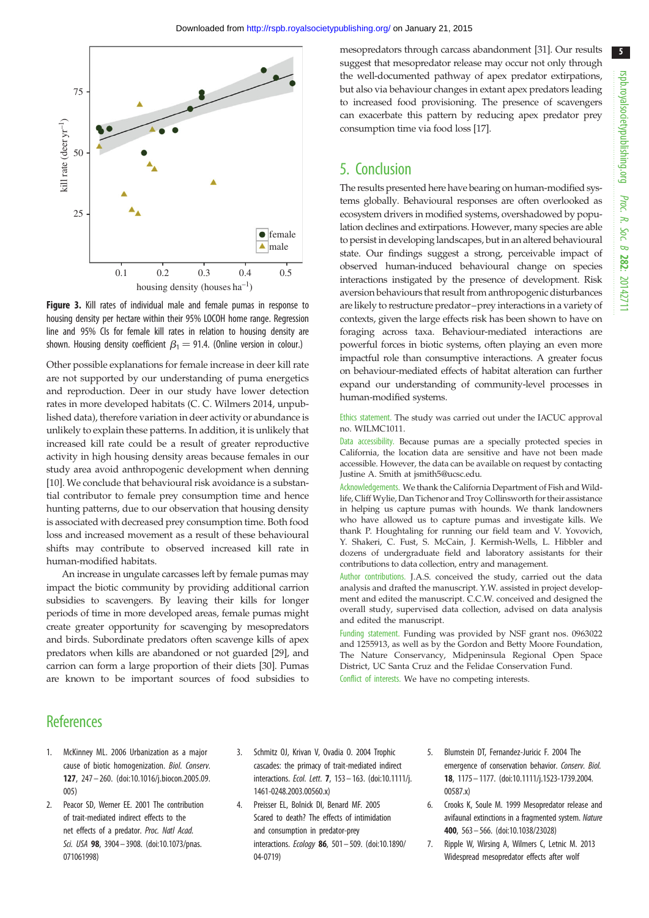**Figure 3.** Kill rates of individual male and female pumas in response to housing density per hectare within their 95% LOCOH home range. Regression line and 95% CIs for female kill rates in relation to housing density are shown. Housing density coefficient $\beta_1 = 91.4$. (Online version in colour.)

Other possible explanations for female increase in deer kill rate are not supported by our understanding of puma energetics and reproduction. Deer in our study have lower detection rates in more developed habitats (C. C. Wilmers 2014, unpublished data), therefore variation in deer activity or abundance is unlikely to explain these patterns. In addition, it is unlikely that increased kill rate could be a result of greater reproductive activity in high housing density areas because females in our study area avoid anthropogenic development when denning [10]. We conclude that behavioural risk avoidance is a substantial contributor to female prey consumption time and hence hunting patterns, due to our observation that housing density is associated with decreased prey consumption time. Both food loss and increased movement as a result of these behavioural shifts may contribute to observed increased kill rate in human-modified habitats.

An increase in ungulate carcasses left by female pumas may impact the biotic community by providing additional carrion subsidies to scavengers. By leaving their kills for longer periods of time in more developed areas, female pumas might create greater opportunity for scavenging by mesopredators and birds. Subordinate predators often scavenge kills of apex predators when kills are abandoned or not guarded [29], and carrion can form a large proportion of their diets [30]. Pumas are known to be important sources of food subsidies to mesopredators through carcass abandonment [31]. Our results suggest that mesopredator release may occur not only through the well-documented pathway of apex predator extirpations, but also via behaviour changes in extant apex predators leading to increased food provisioning. The presence of scavengers can exacerbate this pattern by reducing apex predator prey consumption time via food loss [17].

## 5. Conclusion

The results presented here have bearing on human-modified systems globally. Behavioural responses are often overlooked as ecosystem drivers in modified systems, overshadowed by population declines and extirpations. However, many species are able to persist in developing landscapes, but in an altered behavioural state. Our findings suggest a strong, perceivable impact of observed human-induced behavioural change on species interactions instigated by the presence of development. Risk aversion behaviours that result from anthropogenic disturbances are likely to restructure predator–prey interactions in a variety of contexts, given the large effects risk has been shown to have on foraging across taxa. Behaviour-mediated interactions are powerful forces in biotic systems, often playing an even more impactful role than consumptive interactions. A greater focus on behaviour-mediated effects of habitat alteration can further expand our understanding of community-level processes in human-modified systems.

Ethics statement. The study was carried out under the IACUC approval no. WILMC1011.

Data accessibility. Because pumas are a specially protected species in California, the location data are sensitive and have not been made accessible. However, the data can be available on request by contacting Justine A. Smith at jsmith5@ucsc.edu.

Acknowledgements. We thank the California Department of Fish and Wildlife, Cliff Wylie, Dan Tichenor and Troy Collinsworth for their assistance in helping us capture pumas with hounds. We thank landowners who have allowed us to capture pumas and investigate kills. We thank P. Houghtaling for running our field team and V. Yovovich, Y. Shakeri, C. Fust, S. McCain, J. Kermish-Wells, L. Hibbler and dozens of undergraduate field and laboratory assistants for their contributions to data collection, entry and management.

Author contributions. J.A.S. conceived the study, carried out the data analysis and drafted the manuscript. Y.W. assisted in project development and edited the manuscript. C.C.W. conceived and designed the overall study, supervised data collection, advised on data analysis and edited the manuscript.

Funding statement. Funding was provided by NSF grant nos. 0963022 and 1255913, as well as by the Gordon and Betty Moore Foundation, The Nature Conservancy, Midpeninsula Regional Open Space District, UC Santa Cruz and the Felidae Conservation Fund.

Conflict of interests. We have no competing interests.

## References

1. McKinney ML. 2006 Urbanization as a major cause of biotic homogenization. *Biol. Conserv.* **127**, 247–260. (doi:10.1016/j.biocon.2005.09.005)
2. Peacor SD, Werner EE. 2001 The contribution of trait-mediated indirect effects to the net effects of a predator. *Proc. Natl Acad. Sci. USA* **98**, 3904–3908. (doi:10.1073/pnas.071061998)
3. Schmitz OJ, Krivan V, Ovadia O. 2004 Trophic cascades: the primacy of trait-mediated indirect interactions. *Ecol. Lett.* **7**, 153–163. (doi:10.1111/j.1461-0248.2003.00560.x)
4. Preisser EL, Bolnick DI, Benard MF. 2005 Scared to death? The effects of intimidation and consumption in predator-prey interactions. *Ecology* **86**, 501–509. (doi:10.1890/04-0719)
5. Blumstein DT, Fernandez-Juricic F. 2004 The emergence of conservation behavior. *Conserv. Biol.* **18**, 1175–1177. (doi:10.1111/j.1523-1739.2004.00587.x)
6. Crooks K, Soule M. 1999 Mesopredator release and avifaunal extinctions in a fragmented system. *Nature* **400**, 563–566. (doi:10.1038/23028)
7. Ripple W, Wirsing A, Wilmers C, Letnic M. 2013 Widespread mesopredator effects after wolf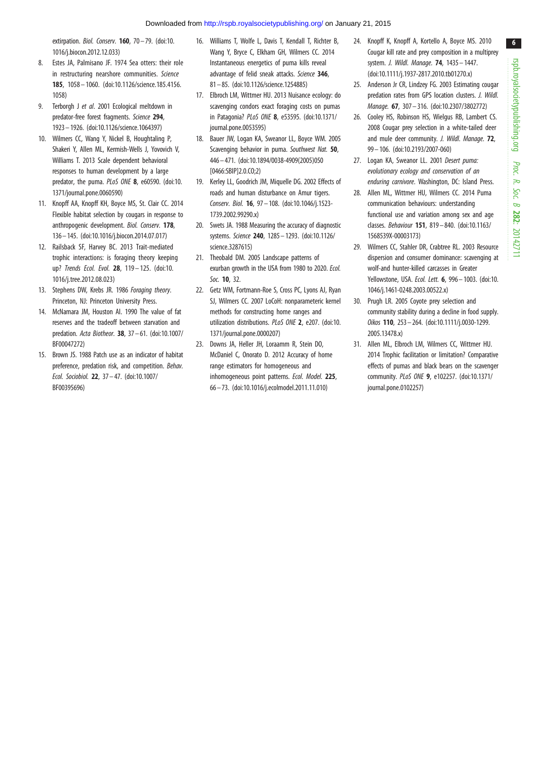extirpation. *Biol. Conserv.* **160**, 70–79. (doi:10.1016/j.biocon.2012.12.033)

8. Estes JA, Palmisano JF. 1974 Sea otters: their role in restructuring nearshore communities. *Science* **185**, 1058–1060. (doi:10.1126/science.185.4156.1058)
9. Terborgh J *et al*. 2001 Ecological meltdown in predator-free forest fragments. *Science* **294**, 1923–1926. (doi:10.1126/science.1064397)
10. Wilmers CC, Wang Y, Nickel B, Houghtaling P, Shakeri Y, Allen ML, Kermish-Wells J, Yovovich V, Williams T. 2013 Scale dependent behavioral responses to human development by a large predator, the puma. *PLoS ONE* **8**, e60590. (doi:10.1371/journal.pone.0060590)
11. Knopff AA, Knopff KH, Boyce MS, St. Clair CC. 2014 Flexible habitat selection by cougars in response to anthropogenic development. *Biol. Conserv.* **178**, 136–145. (doi:10.1016/j.biocon.2014.07.017)
12. Railsback SF, Harvey BC. 2013 Trait-mediated trophic interactions: is foraging theory keeping up? *Trends Ecol. Evol.* **28**, 119–125. (doi:10.1016/j.tree.2012.08.023)
13. Stephens DW, Krebs JR. 1986 *Foraging theory*. Princeton, NJ: Princeton University Press.
14. McNamara JM, Houston AI. 1990 The value of fat reserves and the tradeoff between starvation and predation. *Acta Biotheor.* **38**, 37–61. (doi:10.1007/BF00047272)
15. Brown JS. 1988 Patch use as an indicator of habitat preference, predation risk, and competition. *Behav. Ecol. Sociobiol.* **22**, 37–47. (doi:10.1007/BF00395696)
16. Williams T, Wolfe L, Davis T, Kendall T, Richter B, Wang Y, Bryce C, Elkham GH, Wilmers CC. 2014 Instantaneous energetics of puma kills reveal advantage of felid sneak attacks. *Science* **346**, 81–85. (doi:10.1126/science.1254885)
17. Elbroch LM, Wittmer HU. 2013 Nuisance ecology: do scavenging condors exact foraging costs on pumas in Patagonia? *PLoS ONE* **8**, e53595. (doi:10.1371/journal.pone.0053595)
18. Bauer JW, Logan KA, Sweanor LL, Boyce WM. 2005 Scavenging behavior in puma. *Southwest Nat.* **50**, 446–471. (doi:10.1894/0038-4909(2005)050[0466:SBIP]2.0.CO;2)
19. Kerley LL, Goodrich JM, Miquelle DG. 2002 Effects of roads and human disturbance on Amur tigers. *Conserv. Biol.* **16**, 97–108. (doi:10.1046/j.1523-1739.2002.99290.x)
20. Swets JA. 1988 Measuring the accuracy of diagnostic systems. *Science* **240**, 1285–1293. (doi:10.1126/science.3287615)
21. Theobald DM. 2005 Landscape patterns of exurban growth in the USA from 1980 to 2020. *Ecol. Soc.* **10**, 32.
22. Getz WM, Fortmann-Roe S, Cross PC, Lyons AJ, Ryan SJ, Wilmers CC. 2007 LoCoH: nonparameteric kernel methods for constructing home ranges and utilization distributions. *PLoS ONE* **2**, e207. (doi:10.1371/journal.pone.0000207)
23. Downs JA, Heller JH, Loraamm R, Stein DO, McDaniel C, Onorato D. 2012 Accuracy of home range estimators for homogeneous and inhomogeneous point patterns. *Ecol. Model.* **225**, 66–73. (doi:10.1016/j.ecolmodel.2011.11.010)
24. Knopff K, Knopff A, Kortello A, Boyce MS. 2010 Cougar kill rate and prey composition in a multiprey system. *J. Wildl. Manage.* **74**, 1435–1447. (doi:10.1111/j.1937-2817.2010.tb01270.x)
25. Anderson Jr CR, Lindzey FG. 2003 Estimating cougar predation rates from GPS location clusters. *J. Wildl. Manage.* **67**, 307–316. (doi:10.2307/3802772)
26. Cooley HS, Robinson HS, Wielgus RB, Lambert CS. 2008 Cougar prey selection in a white-tailed deer and mule deer community. *J. Wildl. Manage.* **72**, 99–106. (doi:10.2193/2007-060)
27. Logan KA, Sweanor LL. 2001 *Desert puma: evolutionary ecology and conservation of an enduring carnivore*. Washington, DC: Island Press.
28. Allen ML, Wittmer HU, Wilmers CC. 2014 Puma communication behaviours: understanding functional use and variation among sex and age classes. *Behaviour* **151**, 819–840. (doi:10.1163/1568539X-00003173)
29. Wilmers CC, Stahler DR, Crabtree RL. 2003 Resource dispersion and consumer dominance: scavenging at wolf-and hunter-killed carcasses in Greater Yellowstone, USA. *Ecol. Lett.* **6**, 996–1003. (doi:10.1046/j.1461-0248.2003.00522.x)
30. Prugh LR. 2005 Coyote prey selection and community stability during a decline in food supply. *Oikos* **110**, 253–264. (doi:10.1111/j.0030-1299.2005.13478.x)
31. Allen ML, Elbroch LM, Wilmers CC, Wittmer HU. 2014 Trophic facilitation or limitation? Comparative effects of pumas and black bears on the scavenger community. *PLoS ONE* **9**, e102257. (doi:10.1371/journal.pone.0102257)